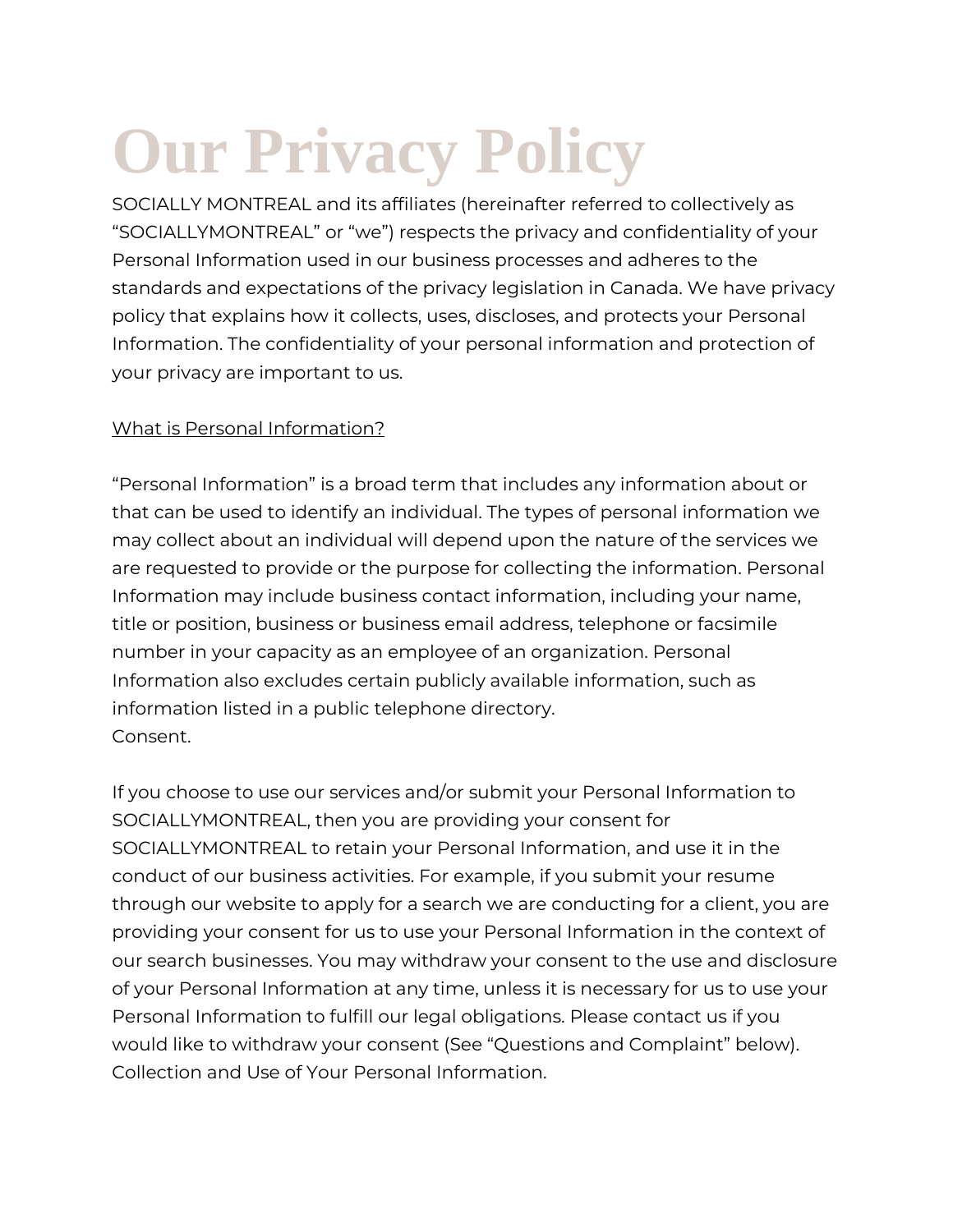# Our Privacy Policy

SOCIALLY MONTREAL and its affiliates (hereinafter referred to collectively as “SOCIALLYMONTREAL” or “we”) respects the privacy and confidentiality of your Personal Information used in our business processes and adheres to the standards and expectations of the privacy legislation in Canada. We have privacy policy that explains how it collects, uses, discloses, and protects your Personal Information. The confidentiality of your personal information and protection of your privacy are important to us.

<u>What is Personal Information?</u>

“Personal Information” is a broad term that includes any information about or that can be used to identify an individual. The types of personal information we may collect about an individual will depend upon the nature of the services we are requested to provide or the purpose for collecting the information. Personal Information may include business contact information, including your name, title or position, business or business email address, telephone or facsimile number in your capacity as an employee of an organization. Personal Information also excludes certain publicly available information, such as information listed in a public telephone directory.
Consent.

If you choose to use our services and/or submit your Personal Information to SOCIALLYMONTREAL, then you are providing your consent for SOCIALLYMONTREAL to retain your Personal Information, and use it in the conduct of our business activities. For example, if you submit your resume through our website to apply for a search we are conducting for a client, you are providing your consent for us to use your Personal Information in the context of our search businesses. You may withdraw your consent to the use and disclosure of your Personal Information at any time, unless it is necessary for us to use your Personal Information to fulfill our legal obligations. Please contact us if you would like to withdraw your consent (See “Questions and Complaint” below).
Collection and Use of Your Personal Information.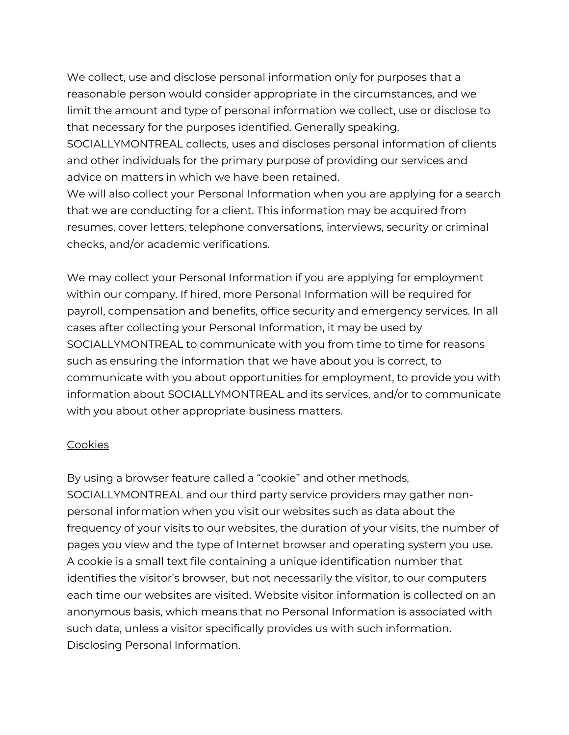We collect, use and disclose personal information only for purposes that a reasonable person would consider appropriate in the circumstances, and we limit the amount and type of personal information we collect, use or disclose to that necessary for the purposes identified. Generally speaking, SOCIALLYMONTREAL collects, uses and discloses personal information of clients and other individuals for the primary purpose of providing our services and advice on matters in which we have been retained.
We will also collect your Personal Information when you are applying for a search that we are conducting for a client. This information may be acquired from resumes, cover letters, telephone conversations, interviews, security or criminal checks, and/or academic verifications.

We may collect your Personal Information if you are applying for employment within our company. If hired, more Personal Information will be required for payroll, compensation and benefits, office security and emergency services. In all cases after collecting your Personal Information, it may be used by SOCIALLYMONTREAL to communicate with you from time to time for reasons such as ensuring the information that we have about you is correct, to communicate with you about opportunities for employment, to provide you with information about SOCIALLYMONTREAL and its services, and/or to communicate with you about other appropriate business matters.

Cookies

By using a browser feature called a "cookie" and other methods, SOCIALLYMONTREAL and our third party service providers may gather non-personal information when you visit our websites such as data about the frequency of your visits to our websites, the duration of your visits, the number of pages you view and the type of Internet browser and operating system you use. A cookie is a small text file containing a unique identification number that identifies the visitor's browser, but not necessarily the visitor, to our computers each time our websites are visited. Website visitor information is collected on an anonymous basis, which means that no Personal Information is associated with such data, unless a visitor specifically provides us with such information.
Disclosing Personal Information.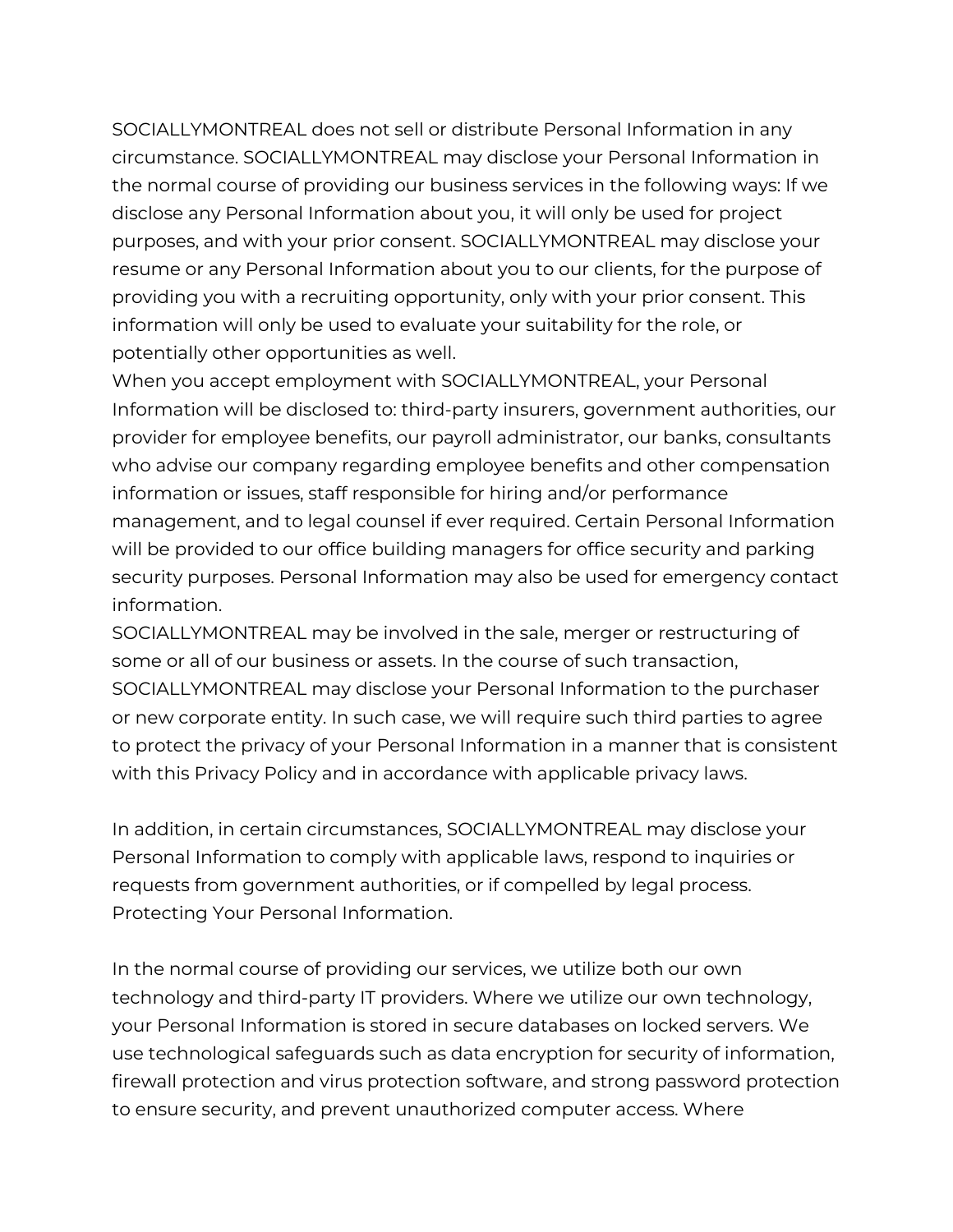SOCIALLYMONTREAL does not sell or distribute Personal Information in any circumstance. SOCIALLYMONTREAL may disclose your Personal Information in the normal course of providing our business services in the following ways: If we disclose any Personal Information about you, it will only be used for project purposes, and with your prior consent. SOCIALLYMONTREAL may disclose your resume or any Personal Information about you to our clients, for the purpose of providing you with a recruiting opportunity, only with your prior consent. This information will only be used to evaluate your suitability for the role, or potentially other opportunities as well.
When you accept employment with SOCIALLYMONTREAL, your Personal Information will be disclosed to: third-party insurers, government authorities, our provider for employee benefits, our payroll administrator, our banks, consultants who advise our company regarding employee benefits and other compensation information or issues, staff responsible for hiring and/or performance management, and to legal counsel if ever required. Certain Personal Information will be provided to our office building managers for office security and parking security purposes. Personal Information may also be used for emergency contact information.
SOCIALLYMONTREAL may be involved in the sale, merger or restructuring of some or all of our business or assets. In the course of such transaction, SOCIALLYMONTREAL may disclose your Personal Information to the purchaser or new corporate entity. In such case, we will require such third parties to agree to protect the privacy of your Personal Information in a manner that is consistent with this Privacy Policy and in accordance with applicable privacy laws.

In addition, in certain circumstances, SOCIALLYMONTREAL may disclose your Personal Information to comply with applicable laws, respond to inquiries or requests from government authorities, or if compelled by legal process.
Protecting Your Personal Information.

In the normal course of providing our services, we utilize both our own technology and third-party IT providers. Where we utilize our own technology, your Personal Information is stored in secure databases on locked servers. We use technological safeguards such as data encryption for security of information, firewall protection and virus protection software, and strong password protection to ensure security, and prevent unauthorized computer access. Where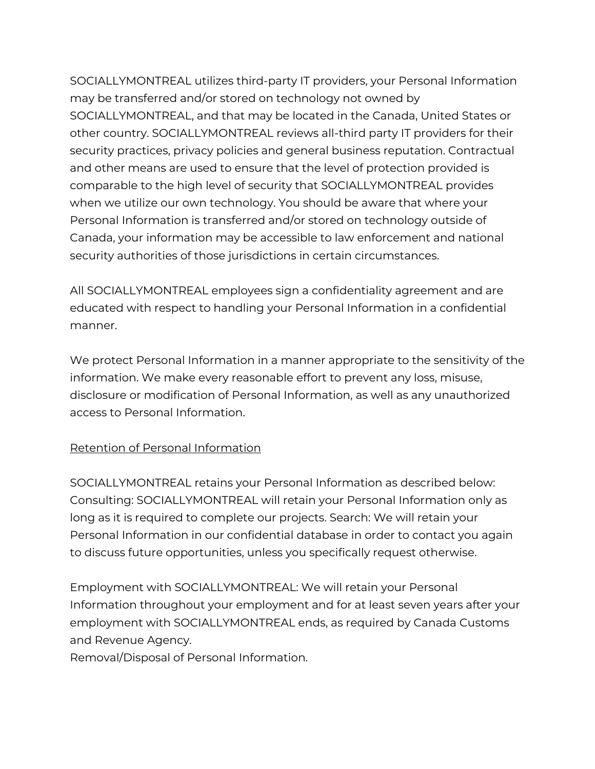SOCIALLYMONTREAL utilizes third-party IT providers, your Personal Information may be transferred and/or stored on technology not owned by SOCIALLYMONTREAL, and that may be located in the Canada, United States or other country. SOCIALLYMONTREAL reviews all-third party IT providers for their security practices, privacy policies and general business reputation. Contractual and other means are used to ensure that the level of protection provided is comparable to the high level of security that SOCIALLYMONTREAL provides when we utilize our own technology. You should be aware that where your Personal Information is transferred and/or stored on technology outside of Canada, your information may be accessible to law enforcement and national security authorities of those jurisdictions in certain circumstances.

All SOCIALLYMONTREAL employees sign a confidentiality agreement and are educated with respect to handling your Personal Information in a confidential manner.

We protect Personal Information in a manner appropriate to the sensitivity of the information. We make every reasonable effort to prevent any loss, misuse, disclosure or modification of Personal Information, as well as any unauthorized access to Personal Information.

<u>Retention of Personal Information</u>

SOCIALLYMONTREAL retains your Personal Information as described below: Consulting: SOCIALLYMONTREAL will retain your Personal Information only as long as it is required to complete our projects. Search: We will retain your Personal Information in our confidential database in order to contact you again to discuss future opportunities, unless you specifically request otherwise.

Employment with SOCIALLYMONTREAL: We will retain your Personal Information throughout your employment and for at least seven years after your employment with SOCIALLYMONTREAL ends, as required by Canada Customs and Revenue Agency.
Removal/Disposal of Personal Information.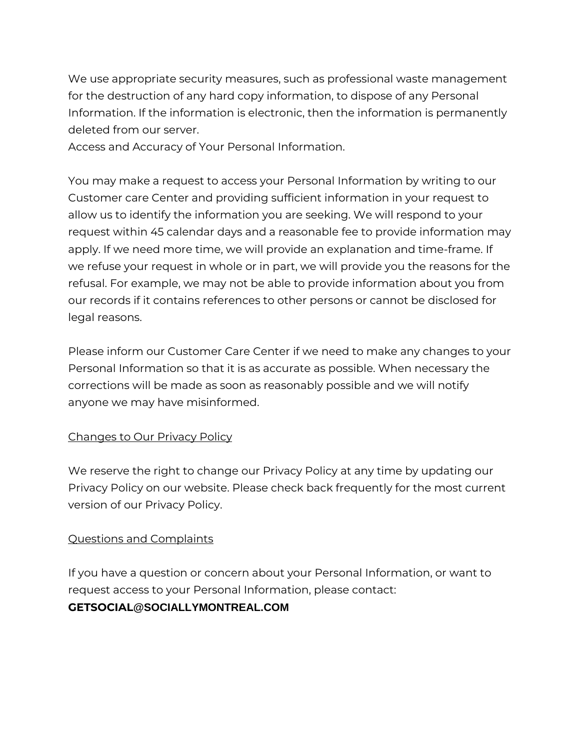We use appropriate security measures, such as professional waste management for the destruction of any hard copy information, to dispose of any Personal Information. If the information is electronic, then the information is permanently deleted from our server.
Access and Accuracy of Your Personal Information.

You may make a request to access your Personal Information by writing to our Customer care Center and providing sufficient information in your request to allow us to identify the information you are seeking. We will respond to your request within 45 calendar days and a reasonable fee to provide information may apply. If we need more time, we will provide an explanation and time-frame. If we refuse your request in whole or in part, we will provide you the reasons for the refusal. For example, we may not be able to provide information about you from our records if it contains references to other persons or cannot be disclosed for legal reasons.

Please inform our Customer Care Center if we need to make any changes to your Personal Information so that it is as accurate as possible. When necessary the corrections will be made as soon as reasonably possible and we will notify anyone we may have misinformed.

<u>Changes to Our Privacy Policy</u>

We reserve the right to change our Privacy Policy at any time by updating our Privacy Policy on our website. Please check back frequently for the most current version of our Privacy Policy.

<u>Questions and Complaints</u>

If you have a question or concern about your Personal Information, or want to request access to your Personal Information, please contact:
**GETSOCIAL@SOCIALLYMONTREAL.COM**